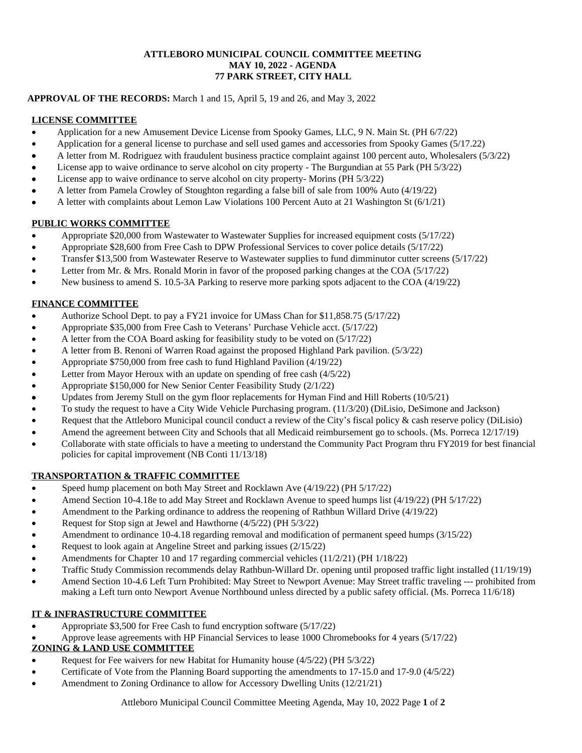**ATTLEBORO MUNICIPAL COUNCIL COMMITTEE MEETING**
**MAY 10, 2022 - AGENDA**
**77 PARK STREET, CITY HALL**

**APPROVAL OF THE RECORDS:** March 1 and 15, April 5, 19 and 26, and May 3, 2022

## LICENSE COMMITTEE

- Application for a new Amusement Device License from Spooky Games, LLC, 9 N. Main St. (PH 6/7/22)
- Application for a general license to purchase and sell used games and accessories from Spooky Games (5/17.22)
- A letter from M. Rodriguez with fraudulent business practice complaint against 100 percent auto, Wholesalers (5/3/22)
- License app to waive ordinance to serve alcohol on city property - The Burgundian at 55 Park (PH 5/3/22)
- License app to waive ordinance to serve alcohol on city property- Morins (PH 5/3/22)
- A letter from Pamela Crowley of Stoughton regarding a false bill of sale from 100% Auto (4/19/22)
- A letter with complaints about Lemon Law Violations 100 Percent Auto at 21 Washington St (6/1/21)

## PUBLIC WORKS COMMITTEE

- Appropriate $20,000 from Wastewater to Wastewater Supplies for increased equipment costs (5/17/22)
- Appropriate $28,600 from Free Cash to DPW Professional Services to cover police details (5/17/22)
- Transfer $13,500 from Wastewater Reserve to Wastewater supplies to fund dimminutor cutter screens (5/17/22)
- Letter from Mr. & Mrs. Ronald Morin in favor of the proposed parking changes at the COA (5/17/22)
- New business to amend S. 10.5-3A Parking to reserve more parking spots adjacent to the COA (4/19/22)

## FINANCE COMMITTEE

- Authorize School Dept. to pay a FY21 invoice for UMass Chan for $11,858.75 (5/17/22)
- Appropriate $35,000 from Free Cash to Veterans' Purchase Vehicle acct. (5/17/22)
- A letter from the COA Board asking for feasibility study to be voted on (5/17/22)
- A letter from B. Renoni of Warren Road against the proposed Highland Park pavilion. (5/3/22)
- Appropriate $750,000 from free cash to fund Highland Pavilion (4/19/22)
- Letter from Mayor Heroux with an update on spending of free cash (4/5/22)
- Appropriate $150,000 for New Senior Center Feasibility Study (2/1/22)
- Updates from Jeremy Stull on the gym floor replacements for Hyman Find and Hill Roberts (10/5/21)
- To study the request to have a City Wide Vehicle Purchasing program. (11/3/20) (DiLisio, DeSimone and Jackson)
- Request that the Attleboro Municipal council conduct a review of the City's fiscal policy & cash reserve policy (DiLisio)
- Amend the agreement between City and Schools that all Medicaid reimbursement go to schools. (Ms. Porreca 12/17/19)
- Collaborate with state officials to have a meeting to understand the Community Pact Program thru FY2019 for best financial policies for capital improvement (NB Conti 11/13/18)

## TRANSPORTATION & TRAFFIC COMMITTEE

- Speed hump placement on both May Street and Rocklawn Ave (4/19/22) (PH 5/17/22)
- Amend Section 10-4.18e to add May Street and Rocklawn Avenue to speed humps list (4/19/22) (PH 5/17/22)
- Amendment to the Parking ordinance to address the reopening of Rathbun Willard Drive (4/19/22)
- Request for Stop sign at Jewel and Hawthorne (4/5/22) (PH 5/3/22)
- Amendment to ordinance 10-4.18 regarding removal and modification of permanent speed humps (3/15/22)
- Request to look again at Angeline Street and parking issues (2/15/22)
- Amendments for Chapter 10 and 17 regarding commercial vehicles (11/2/21) (PH 1/18/22)
- Traffic Study Commission recommends delay Rathbun-Willard Dr. opening until proposed traffic light installed (11/19/19)
- Amend Section 10-4.6 Left Turn Prohibited: May Street to Newport Avenue: May Street traffic traveling --- prohibited from making a Left turn onto Newport Avenue Northbound unless directed by a public safety official. (Ms. Porreca 11/6/18)

## IT & INFRASTRUCTURE COMMITTEE

- Appropriate $3,500 for Free Cash to fund encryption software (5/17/22)
- Approve lease agreements with HP Financial Services to lease 1000 Chromebooks for 4 years (5/17/22)

## ZONING & LAND USE COMMITTEE

- Request for Fee waivers for new Habitat for Humanity house (4/5/22) (PH 5/3/22)
- Certificate of Vote from the Planning Board supporting the amendments to 17-15.0 and 17-9.0 (4/5/22)
- Amendment to Zoning Ordinance to allow for Accessory Dwelling Units (12/21/21)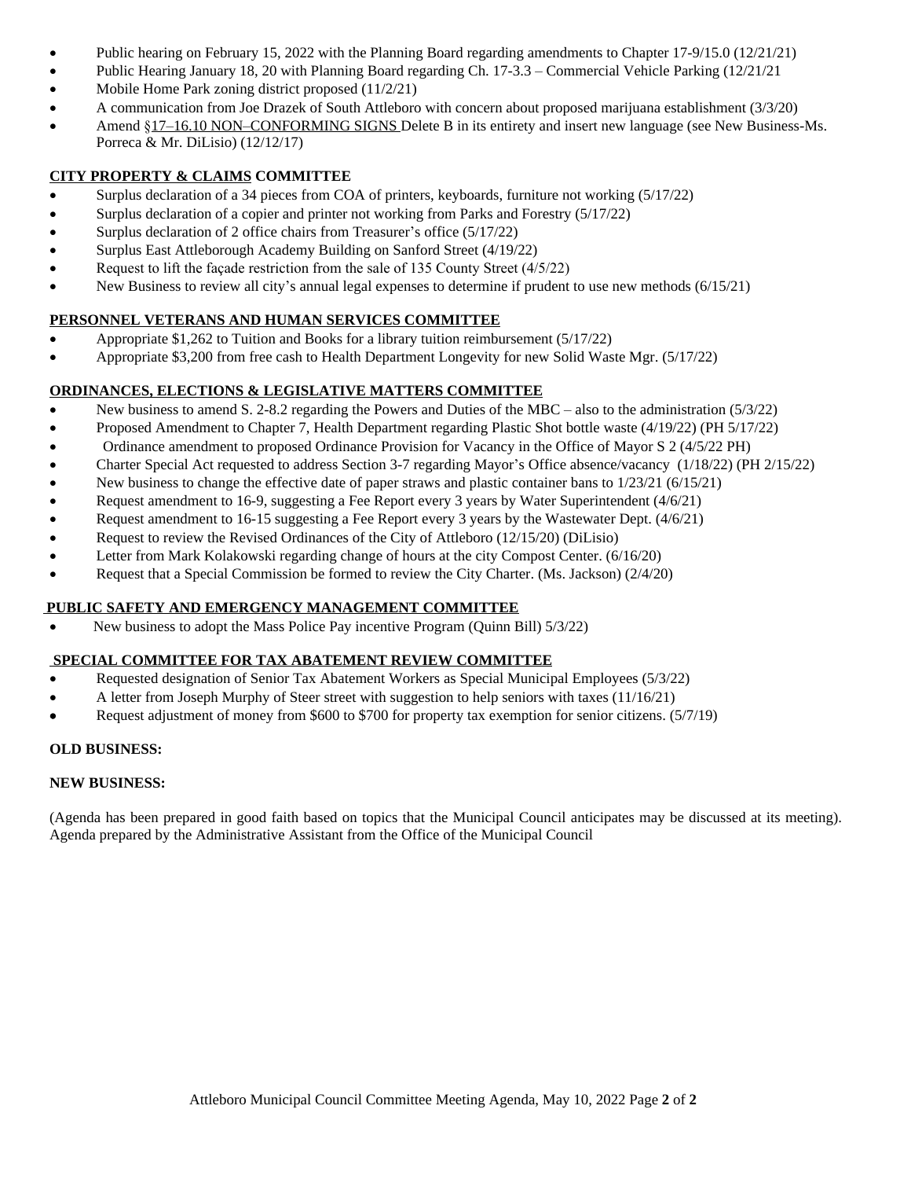- Public hearing on February 15, 2022 with the Planning Board regarding amendments to Chapter 17-9/15.0 (12/21/21)
- Public Hearing January 18, 20 with Planning Board regarding Ch. 17-3.3 – Commercial Vehicle Parking (12/21/21
- Mobile Home Park zoning district proposed (11/2/21)
- A communication from Joe Drazek of South Attleboro with concern about proposed marijuana establishment (3/3/20)
- Amend §17–16.10 NON–CONFORMING SIGNS Delete B in its entirety and insert new language (see New Business-Ms. Porreca & Mr. DiLisio) (12/12/17)

**CITY PROPERTY & CLAIMS COMMITTEE**

- Surplus declaration of a 34 pieces from COA of printers, keyboards, furniture not working (5/17/22)
- Surplus declaration of a copier and printer not working from Parks and Forestry (5/17/22)
- Surplus declaration of 2 office chairs from Treasurer's office (5/17/22)
- Surplus East Attleborough Academy Building on Sanford Street (4/19/22)
- Request to lift the façade restriction from the sale of 135 County Street (4/5/22)
- New Business to review all city's annual legal expenses to determine if prudent to use new methods (6/15/21)

**PERSONNEL VETERANS AND HUMAN SERVICES COMMITTEE**

- Appropriate $1,262 to Tuition and Books for a library tuition reimbursement (5/17/22)
- Appropriate $3,200 from free cash to Health Department Longevity for new Solid Waste Mgr. (5/17/22)

**ORDINANCES, ELECTIONS & LEGISLATIVE MATTERS COMMITTEE**

- New business to amend S. 2-8.2 regarding the Powers and Duties of the MBC – also to the administration (5/3/22)
- Proposed Amendment to Chapter 7, Health Department regarding Plastic Shot bottle waste (4/19/22) (PH 5/17/22)
- Ordinance amendment to proposed Ordinance Provision for Vacancy in the Office of Mayor S 2 (4/5/22 PH)
- Charter Special Act requested to address Section 3-7 regarding Mayor's Office absence/vacancy (1/18/22) (PH 2/15/22)
- New business to change the effective date of paper straws and plastic container bans to 1/23/21 (6/15/21)
- Request amendment to 16-9, suggesting a Fee Report every 3 years by Water Superintendent (4/6/21)
- Request amendment to 16-15 suggesting a Fee Report every 3 years by the Wastewater Dept. (4/6/21)
- Request to review the Revised Ordinances of the City of Attleboro (12/15/20) (DiLisio)
- Letter from Mark Kolakowski regarding change of hours at the city Compost Center. (6/16/20)
- Request that a Special Commission be formed to review the City Charter. (Ms. Jackson) (2/4/20)

**PUBLIC SAFETY AND EMERGENCY MANAGEMENT COMMITTEE**

- New business to adopt the Mass Police Pay incentive Program (Quinn Bill) 5/3/22)

**SPECIAL COMMITTEE FOR TAX ABATEMENT REVIEW COMMITTEE**

- Requested designation of Senior Tax Abatement Workers as Special Municipal Employees (5/3/22)
- A letter from Joseph Murphy of Steer street with suggestion to help seniors with taxes (11/16/21)
- Request adjustment of money from $600 to $700 for property tax exemption for senior citizens. (5/7/19)

**OLD BUSINESS:**

**NEW BUSINESS:**

(Agenda has been prepared in good faith based on topics that the Municipal Council anticipates may be discussed at its meeting). Agenda prepared by the Administrative Assistant from the Office of the Municipal Council